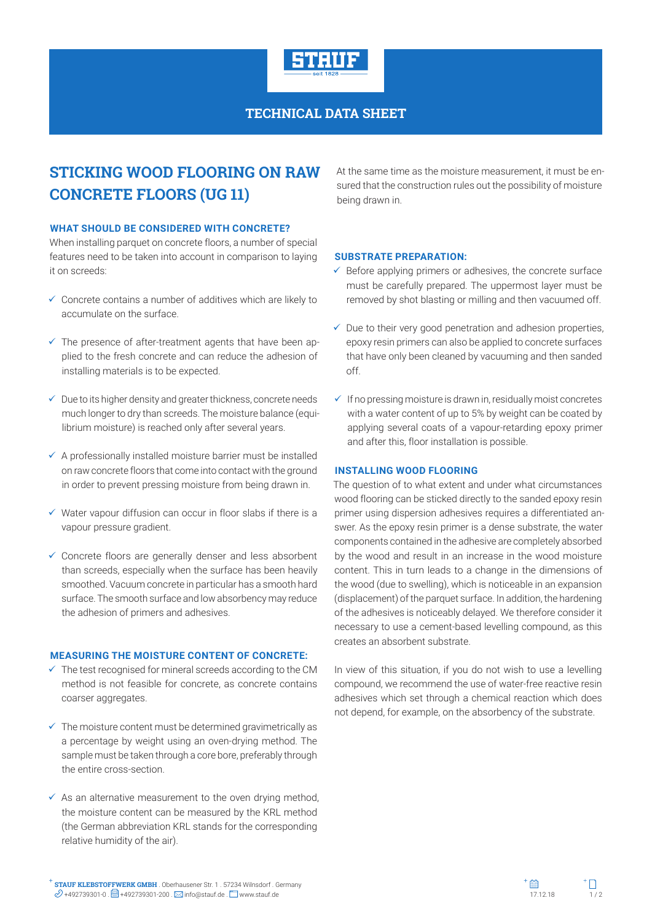TECHNICAL DATA SHEET

# STICKING WOOD FLOORING ON RAW CONCRETE FLOORS (UG 11)

## WHAT SHOULD BE CONSIDERED WITH CONCRETE?

When installing parquet on concrete floors, a number of special features need to be taken into account in comparison to laying it on screeds:

- ✓ Concrete contains a number of additives which are likely to accumulate on the surface.
- ✓ The presence of after-treatment agents that have been applied to the fresh concrete and can reduce the adhesion of installing materials is to be expected.
- ✓ Due to its higher density and greater thickness, concrete needs much longer to dry than screeds. The moisture balance (equilibrium moisture) is reached only after several years.
- ✓ A professionally installed moisture barrier must be installed on raw concrete floors that come into contact with the ground in order to prevent pressing moisture from being drawn in.
- ✓ Water vapour diffusion can occur in floor slabs if there is a vapour pressure gradient.
- ✓ Concrete floors are generally denser and less absorbent than screeds, especially when the surface has been heavily smoothed. Vacuum concrete in particular has a smooth hard surface. The smooth surface and low absorbency may reduce the adhesion of primers and adhesives.

## MEASURING THE MOISTURE CONTENT OF CONCRETE:

- ✓ The test recognised for mineral screeds according to the CM method is not feasible for concrete, as concrete contains coarser aggregates.
- ✓ The moisture content must be determined gravimetrically as a percentage by weight using an oven-drying method. The sample must be taken through a core bore, preferably through the entire cross-section.
- ✓ As an alternative measurement to the oven drying method, the moisture content can be measured by the KRL method (the German abbreviation KRL stands for the corresponding relative humidity of the air).

At the same time as the moisture measurement, it must be ensured that the construction rules out the possibility of moisture being drawn in.

## SUBSTRATE PREPARATION:

- ✓ Before applying primers or adhesives, the concrete surface must be carefully prepared. The uppermost layer must be removed by shot blasting or milling and then vacuumed off.
- ✓ Due to their very good penetration and adhesion properties, epoxy resin primers can also be applied to concrete surfaces that have only been cleaned by vacuuming and then sanded off.
- ✓ If no pressing moisture is drawn in, residually moist concretes with a water content of up to 5% by weight can be coated by applying several coats of a vapour-retarding epoxy primer and after this, floor installation is possible.

## INSTALLING WOOD FLOORING

The question of to what extent and under what circumstances wood flooring can be sticked directly to the sanded epoxy resin primer using dispersion adhesives requires a differentiated answer. As the epoxy resin primer is a dense substrate, the water components contained in the adhesive are completely absorbed by the wood and result in an increase in the wood moisture content. This in turn leads to a change in the dimensions of the wood (due to swelling), which is noticeable in an expansion (displacement) of the parquet surface. In addition, the hardening of the adhesives is noticeably delayed. We therefore consider it necessary to use a cement-based levelling compound, as this creates an absorbent substrate.

In view of this situation, if you do not wish to use a levelling compound, we recommend the use of water-free reactive resin adhesives which set through a chemical reaction which does not depend, for example, on the absorbency of the substrate.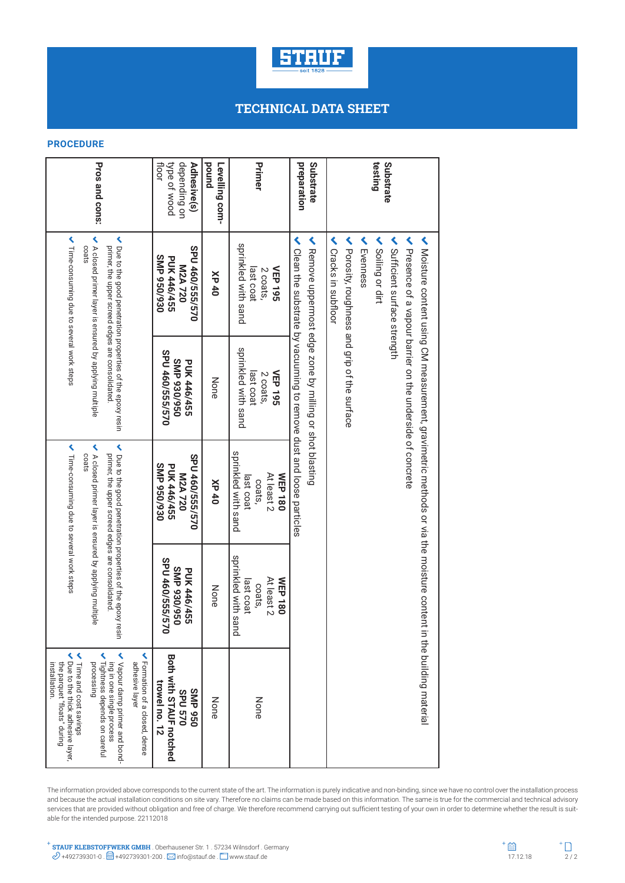# TECHNICAL DATA SHEET

## PROCEDURE

| | | | | | |
|---|---|---|---|---|---|
| **Substrate testing** | ✓ Moisture content using CM measurement, gravimetric methods or via the moisture content in the building material<br>✓ Presence of a vapour barrier on the underside of concrete<br>✓ Sufficient surface strength<br>✓ Soiling or dirt<br>✓ Evenness<br>✓ Porosity, roughness and grip of the surface<br>✓ Cracks in subfloor | | | | |
| **Substrate preparation** | ✓ Remove uppermost edge zone by milling or shot blasting<br>✓ Clean the substrate by vacuuming to remove dust and loose particles | | | | |
| **Primer** | **VEP 195**<br>2 coats,<br>last coat<br>sprinkled with sand | **VEP 195**<br>2 coats,<br>last coat<br>sprinkled with sand | **WEP 180**<br>At least 2<br>coats,<br>last coat<br>sprinkled with sand | **WEP 180**<br>At least 2<br>coats,<br>last coat<br>sprinkled with sand | None |
| **Levelling compound** | **XP 40** | None | **XP 40** | None | None |
| **Adhesive(s)** depending on type of wood floor | **SPU 460/555/570**<br>**M2A 720**<br>**PUK 446/455**<br>**SMP 950/930** | **PUK 446/455**<br>**SMP 930/950**<br>**SPU 460/555/570** | **SPU 460/555/570**<br>**M2A 720**<br>**PUK 446/455**<br>**SMP 950/930** | **PUK 446/455**<br>**SMP 930/950**<br>**SPU 460/555/570** | **SMP 950**<br>**SPU 570**<br>**Both with STAUF notched trowel no. 12** |
| **Pros and cons:** | ✓ Due to the good penetration properties of the epoxy resin primer, the upper screed edges are consolidated.<br>✓ A closed primer layer is ensured by applying multiple coats<br>✓ Time-consuming due to several work steps | | ✓ Due to the good penetration properties of the epoxy resin primer, the upper screed edges are consolidated.<br>✓ A closed primer layer is ensured by applying multiple coats<br>✓ Time-consuming due to several work steps | | ✓ Formation of a closed, dense adhesive layer<br>✓ Vapour damp primer and bonding in one single process<br>✓ Tightness depends on careful processing<br>✓ Time and cost savings<br>✓ Due to the thick adhesive layer, the parquet "floats" during installation. |

The information provided above corresponds to the current state of the art. The information is purely indicative and non-binding, since we have no control over the installation process and because the actual installation conditions on site vary. Therefore no claims can be made based on this information. The same is true for the commercial and technical advisory services that are provided without obligation and free of charge. We therefore recommend carrying out sufficient testing of your own in order to determine whether the result is suitable for the intended purpose. 22112018